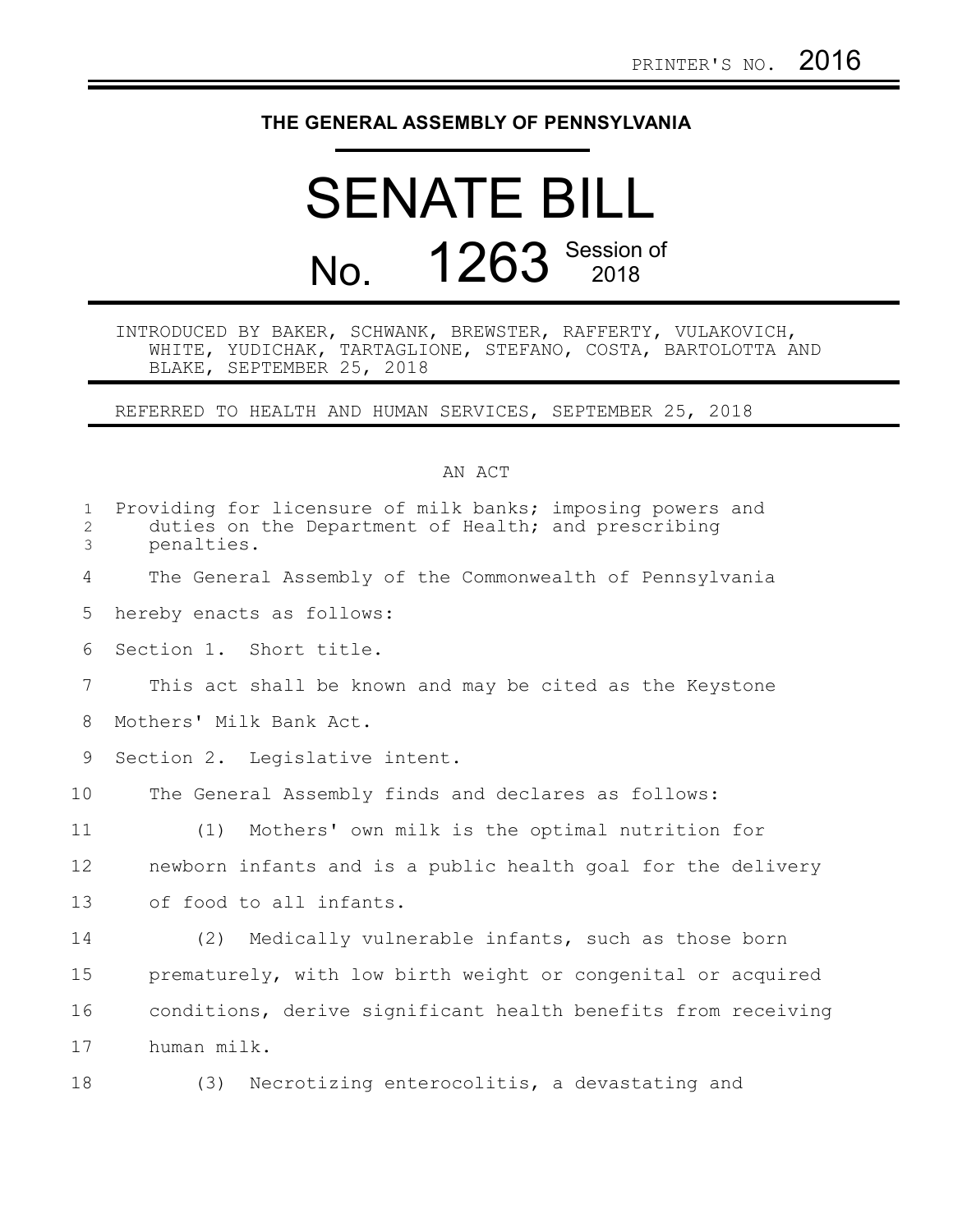PRINTER'S NO. 2016

**THE GENERAL ASSEMBLY OF PENNSYLVANIA**

# SENATE BILL

# No. 1263 Session of 2018

INTRODUCED BY BAKER, SCHWANK, BREWSTER, RAFFERTY, VULAKOVICH, WHITE, YUDICHAK, TARTAGLIONE, STEFANO, COSTA, BARTOLOTTA AND BLAKE, SEPTEMBER 25, 2018

REFERRED TO HEALTH AND HUMAN SERVICES, SEPTEMBER 25, 2018

AN ACT

Providing for licensure of milk banks; imposing powers and duties on the Department of Health; and prescribing penalties.

The General Assembly of the Commonwealth of Pennsylvania hereby enacts as follows:

Section 1. Short title.

This act shall be known and may be cited as the Keystone Mothers' Milk Bank Act.

Section 2. Legislative intent.

The General Assembly finds and declares as follows:

(1) Mothers' own milk is the optimal nutrition for newborn infants and is a public health goal for the delivery of food to all infants.

(2) Medically vulnerable infants, such as those born prematurely, with low birth weight or congenital or acquired conditions, derive significant health benefits from receiving human milk.

(3) Necrotizing enterocolitis, a devastating and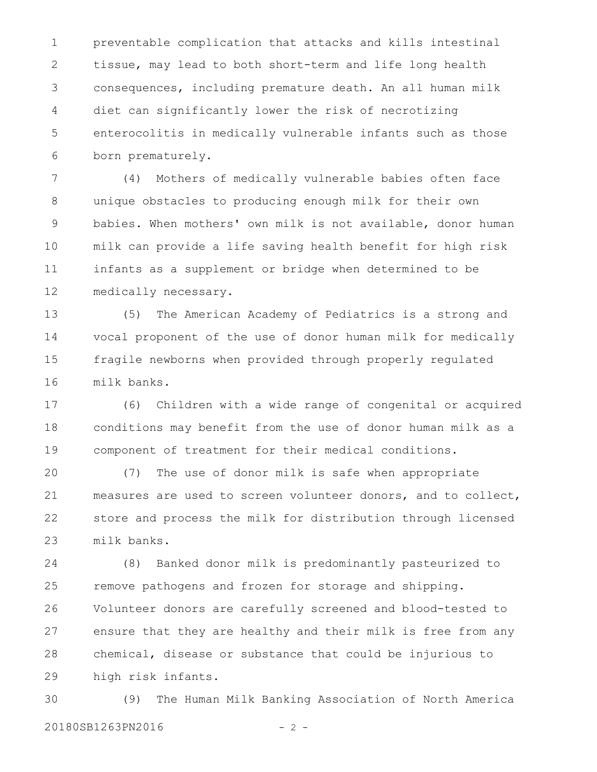preventable complication that attacks and kills intestinal tissue, may lead to both short-term and life long health consequences, including premature death. An all human milk diet can significantly lower the risk of necrotizing enterocolitis in medically vulnerable infants such as those born prematurely.

(4) Mothers of medically vulnerable babies often face unique obstacles to producing enough milk for their own babies. When mothers' own milk is not available, donor human milk can provide a life saving health benefit for high risk infants as a supplement or bridge when determined to be medically necessary.

(5) The American Academy of Pediatrics is a strong and vocal proponent of the use of donor human milk for medically fragile newborns when provided through properly regulated milk banks.

(6) Children with a wide range of congenital or acquired conditions may benefit from the use of donor human milk as a component of treatment for their medical conditions.

(7) The use of donor milk is safe when appropriate measures are used to screen volunteer donors, and to collect, store and process the milk for distribution through licensed milk banks.

(8) Banked donor milk is predominantly pasteurized to remove pathogens and frozen for storage and shipping. Volunteer donors are carefully screened and blood-tested to ensure that they are healthy and their milk is free from any chemical, disease or substance that could be injurious to high risk infants.

(9) The Human Milk Banking Association of North America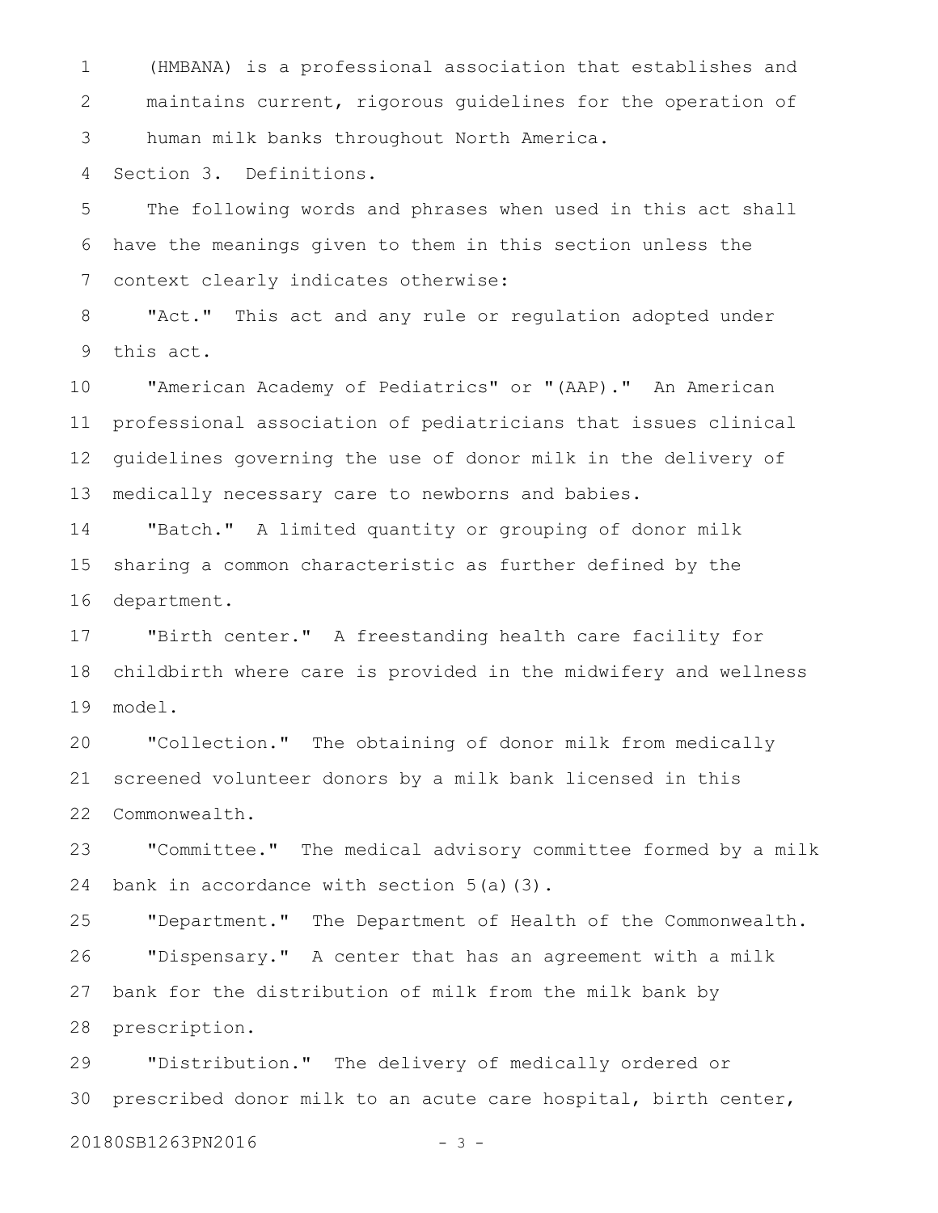(HMBANA) is a professional association that establishes and maintains current, rigorous guidelines for the operation of human milk banks throughout North America.

Section 3. Definitions.

The following words and phrases when used in this act shall have the meanings given to them in this section unless the context clearly indicates otherwise:

"Act." This act and any rule or regulation adopted under this act.

"American Academy of Pediatrics" or "(AAP)." An American professional association of pediatricians that issues clinical guidelines governing the use of donor milk in the delivery of medically necessary care to newborns and babies.

"Batch." A limited quantity or grouping of donor milk sharing a common characteristic as further defined by the department.

"Birth center." A freestanding health care facility for childbirth where care is provided in the midwifery and wellness model.

"Collection." The obtaining of donor milk from medically screened volunteer donors by a milk bank licensed in this Commonwealth.

"Committee." The medical advisory committee formed by a milk bank in accordance with section 5(a)(3).

"Department." The Department of Health of the Commonwealth.

"Dispensary." A center that has an agreement with a milk bank for the distribution of milk from the milk bank by prescription.

"Distribution." The delivery of medically ordered or prescribed donor milk to an acute care hospital, birth center,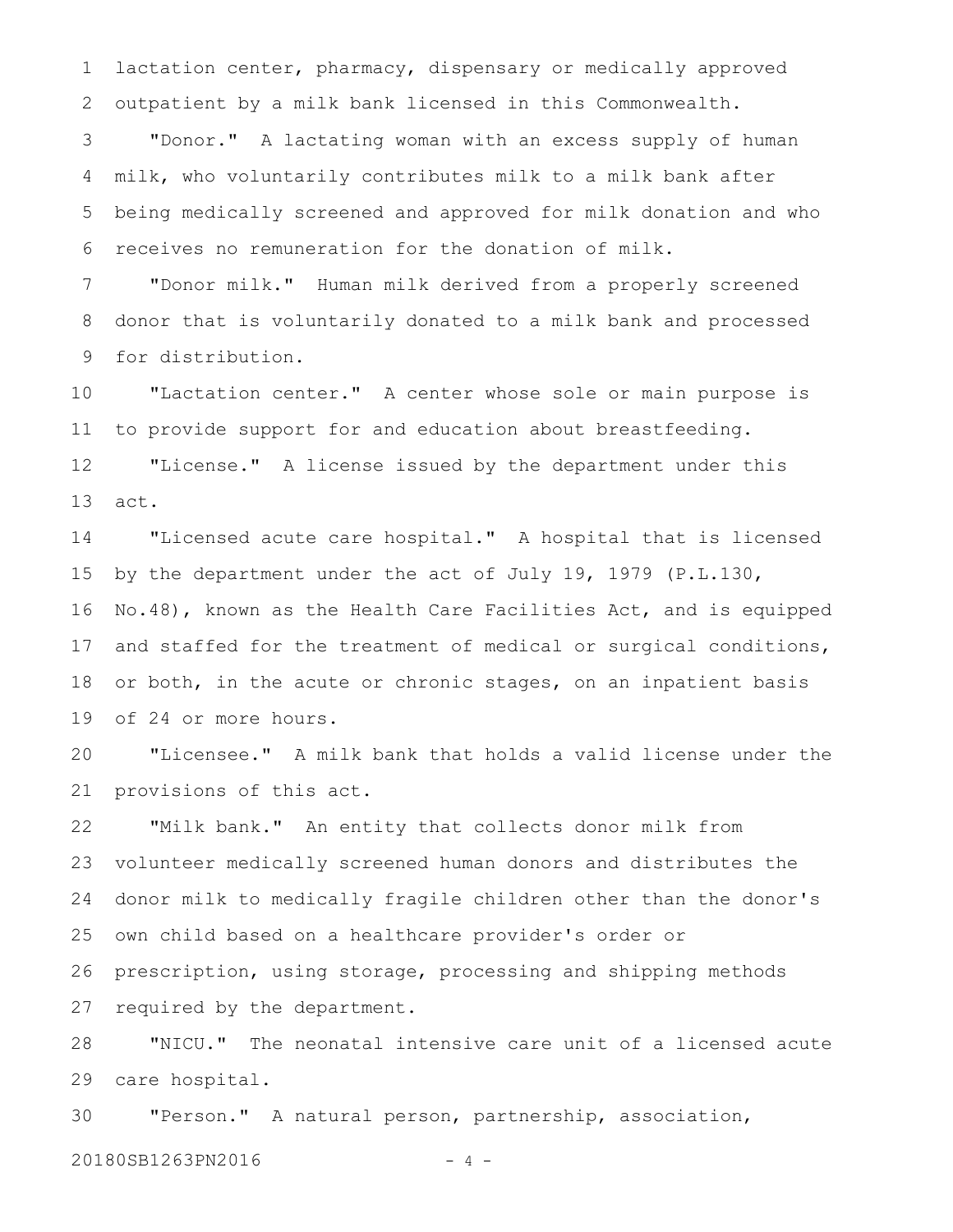lactation center, pharmacy, dispensary or medically approved outpatient by a milk bank licensed in this Commonwealth.

"Donor." A lactating woman with an excess supply of human milk, who voluntarily contributes milk to a milk bank after being medically screened and approved for milk donation and who receives no remuneration for the donation of milk.

"Donor milk." Human milk derived from a properly screened donor that is voluntarily donated to a milk bank and processed for distribution.

"Lactation center." A center whose sole or main purpose is to provide support for and education about breastfeeding.

"License." A license issued by the department under this act.

"Licensed acute care hospital." A hospital that is licensed by the department under the act of July 19, 1979 (P.L.130, No.48), known as the Health Care Facilities Act, and is equipped and staffed for the treatment of medical or surgical conditions, or both, in the acute or chronic stages, on an inpatient basis of 24 or more hours.

"Licensee." A milk bank that holds a valid license under the provisions of this act.

"Milk bank." An entity that collects donor milk from volunteer medically screened human donors and distributes the donor milk to medically fragile children other than the donor's own child based on a healthcare provider's order or prescription, using storage, processing and shipping methods required by the department.

"NICU." The neonatal intensive care unit of a licensed acute care hospital.

"Person." A natural person, partnership, association,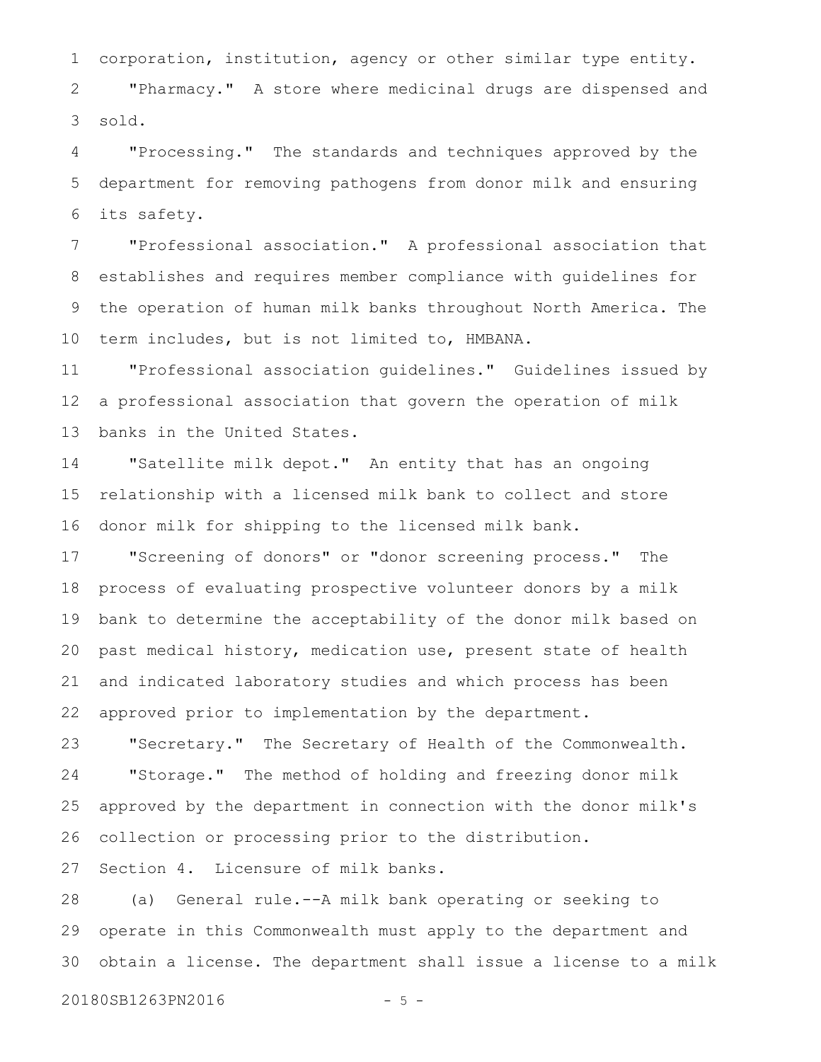corporation, institution, agency or other similar type entity.

"Pharmacy." A store where medicinal drugs are dispensed and sold.

"Processing." The standards and techniques approved by the department for removing pathogens from donor milk and ensuring its safety.

"Professional association." A professional association that establishes and requires member compliance with guidelines for the operation of human milk banks throughout North America. The term includes, but is not limited to, HMBANA.

"Professional association guidelines." Guidelines issued by a professional association that govern the operation of milk banks in the United States.

"Satellite milk depot." An entity that has an ongoing relationship with a licensed milk bank to collect and store donor milk for shipping to the licensed milk bank.

"Screening of donors" or "donor screening process." The process of evaluating prospective volunteer donors by a milk bank to determine the acceptability of the donor milk based on past medical history, medication use, present state of health and indicated laboratory studies and which process has been approved prior to implementation by the department.

"Secretary." The Secretary of Health of the Commonwealth.

"Storage." The method of holding and freezing donor milk approved by the department in connection with the donor milk's collection or processing prior to the distribution.

Section 4. Licensure of milk banks.

(a) General rule.--A milk bank operating or seeking to operate in this Commonwealth must apply to the department and obtain a license. The department shall issue a license to a milk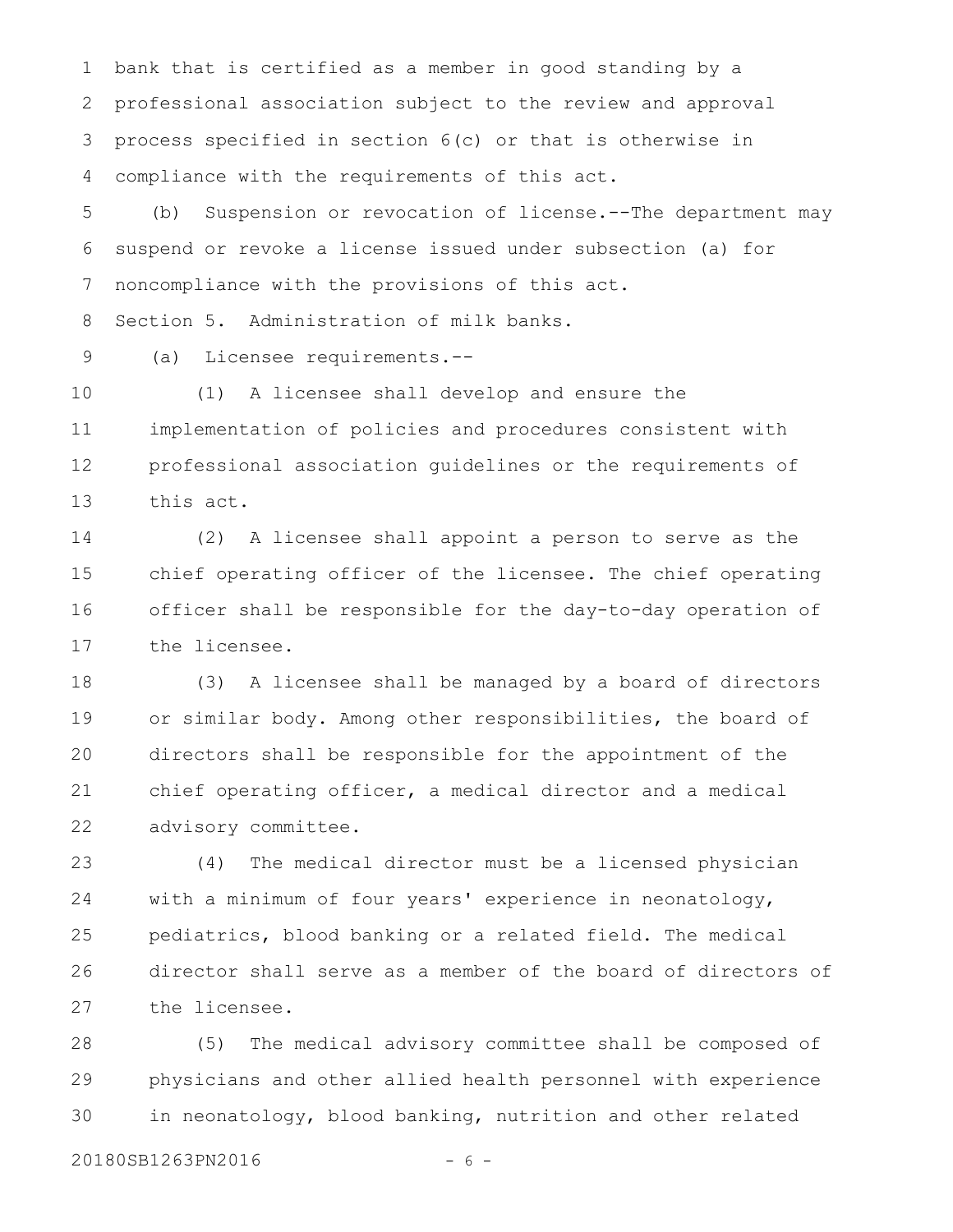bank that is certified as a member in good standing by a professional association subject to the review and approval process specified in section 6(c) or that is otherwise in compliance with the requirements of this act.

(b) Suspension or revocation of license.--The department may suspend or revoke a license issued under subsection (a) for noncompliance with the provisions of this act.

Section 5. Administration of milk banks.

(a) Licensee requirements.--

(1) A licensee shall develop and ensure the implementation of policies and procedures consistent with professional association guidelines or the requirements of this act.

(2) A licensee shall appoint a person to serve as the chief operating officer of the licensee. The chief operating officer shall be responsible for the day-to-day operation of the licensee.

(3) A licensee shall be managed by a board of directors or similar body. Among other responsibilities, the board of directors shall be responsible for the appointment of the chief operating officer, a medical director and a medical advisory committee.

(4) The medical director must be a licensed physician with a minimum of four years' experience in neonatology, pediatrics, blood banking or a related field. The medical director shall serve as a member of the board of directors of the licensee.

(5) The medical advisory committee shall be composed of physicians and other allied health personnel with experience in neonatology, blood banking, nutrition and other related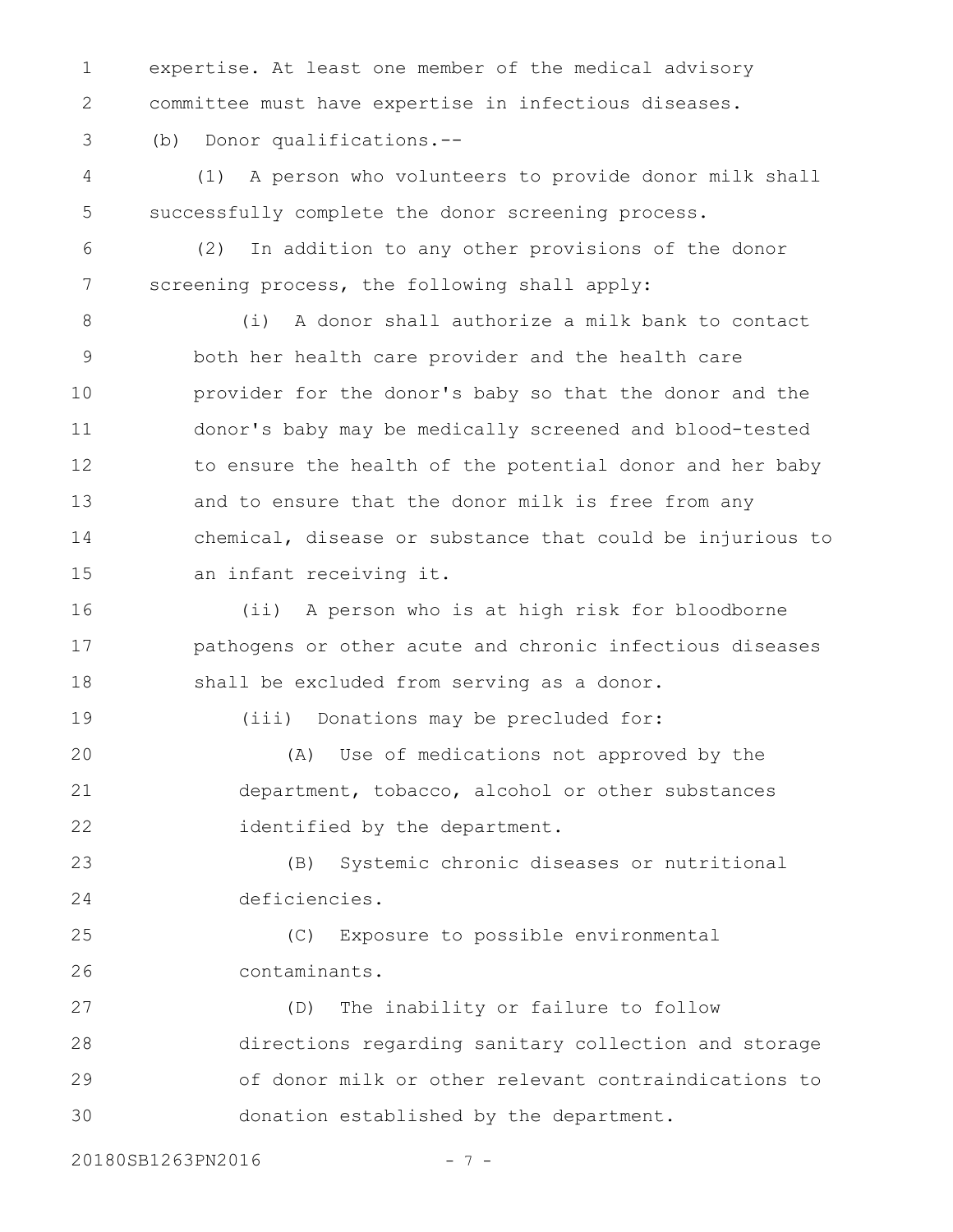expertise. At least one member of the medical advisory committee must have expertise in infectious diseases.

(b) Donor qualifications.--

(1) A person who volunteers to provide donor milk shall successfully complete the donor screening process.

(2) In addition to any other provisions of the donor screening process, the following shall apply:

(i) A donor shall authorize a milk bank to contact both her health care provider and the health care provider for the donor's baby so that the donor and the donor's baby may be medically screened and blood-tested to ensure the health of the potential donor and her baby and to ensure that the donor milk is free from any chemical, disease or substance that could be injurious to an infant receiving it.

(ii) A person who is at high risk for bloodborne pathogens or other acute and chronic infectious diseases shall be excluded from serving as a donor.

(iii) Donations may be precluded for:

(A) Use of medications not approved by the department, tobacco, alcohol or other substances identified by the department.

(B) Systemic chronic diseases or nutritional deficiencies.

(C) Exposure to possible environmental contaminants.

(D) The inability or failure to follow directions regarding sanitary collection and storage of donor milk or other relevant contraindications to donation established by the department.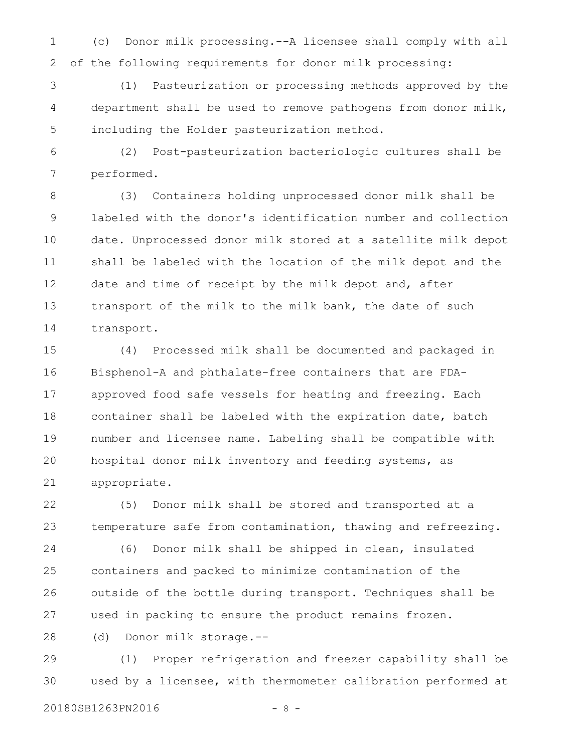(c) Donor milk processing.--A licensee shall comply with all of the following requirements for donor milk processing:

(1) Pasteurization or processing methods approved by the department shall be used to remove pathogens from donor milk, including the Holder pasteurization method.

(2) Post-pasteurization bacteriologic cultures shall be performed.

(3) Containers holding unprocessed donor milk shall be labeled with the donor's identification number and collection date. Unprocessed donor milk stored at a satellite milk depot shall be labeled with the location of the milk depot and the date and time of receipt by the milk depot and, after transport of the milk to the milk bank, the date of such transport.

(4) Processed milk shall be documented and packaged in Bisphenol-A and phthalate-free containers that are FDA-approved food safe vessels for heating and freezing. Each container shall be labeled with the expiration date, batch number and licensee name. Labeling shall be compatible with hospital donor milk inventory and feeding systems, as appropriate.

(5) Donor milk shall be stored and transported at a temperature safe from contamination, thawing and refreezing.

(6) Donor milk shall be shipped in clean, insulated containers and packed to minimize contamination of the outside of the bottle during transport. Techniques shall be used in packing to ensure the product remains frozen.

(d) Donor milk storage.--

(1) Proper refrigeration and freezer capability shall be used by a licensee, with thermometer calibration performed at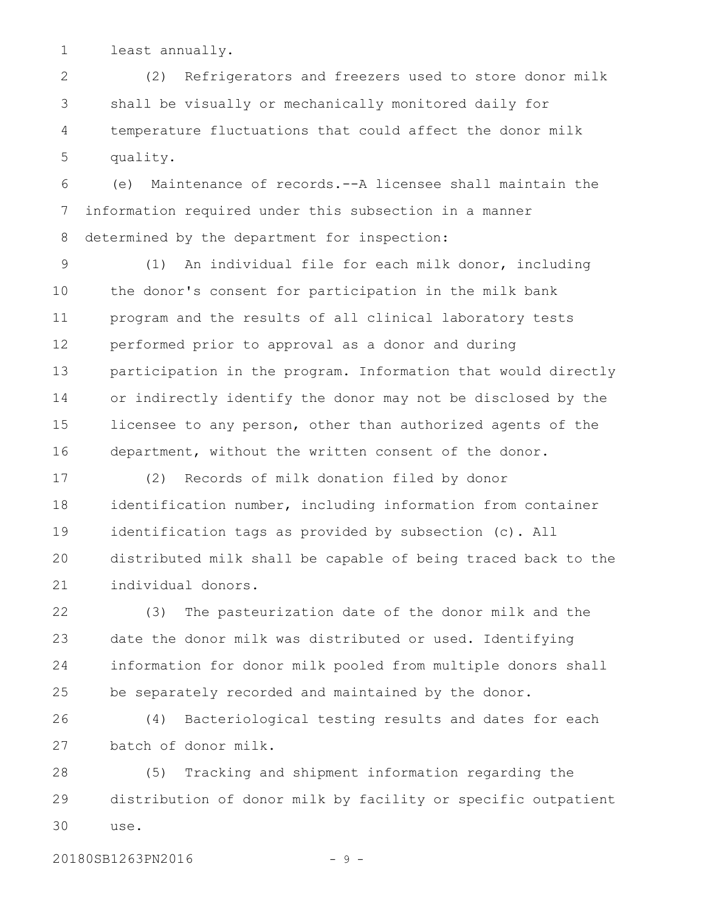least annually.

(2) Refrigerators and freezers used to store donor milk shall be visually or mechanically monitored daily for temperature fluctuations that could affect the donor milk quality.

(e) Maintenance of records.--A licensee shall maintain the information required under this subsection in a manner determined by the department for inspection:

(1) An individual file for each milk donor, including the donor's consent for participation in the milk bank program and the results of all clinical laboratory tests performed prior to approval as a donor and during participation in the program. Information that would directly or indirectly identify the donor may not be disclosed by the licensee to any person, other than authorized agents of the department, without the written consent of the donor.

(2) Records of milk donation filed by donor identification number, including information from container identification tags as provided by subsection (c). All distributed milk shall be capable of being traced back to the individual donors.

(3) The pasteurization date of the donor milk and the date the donor milk was distributed or used. Identifying information for donor milk pooled from multiple donors shall be separately recorded and maintained by the donor.

(4) Bacteriological testing results and dates for each batch of donor milk.

(5) Tracking and shipment information regarding the distribution of donor milk by facility or specific outpatient use.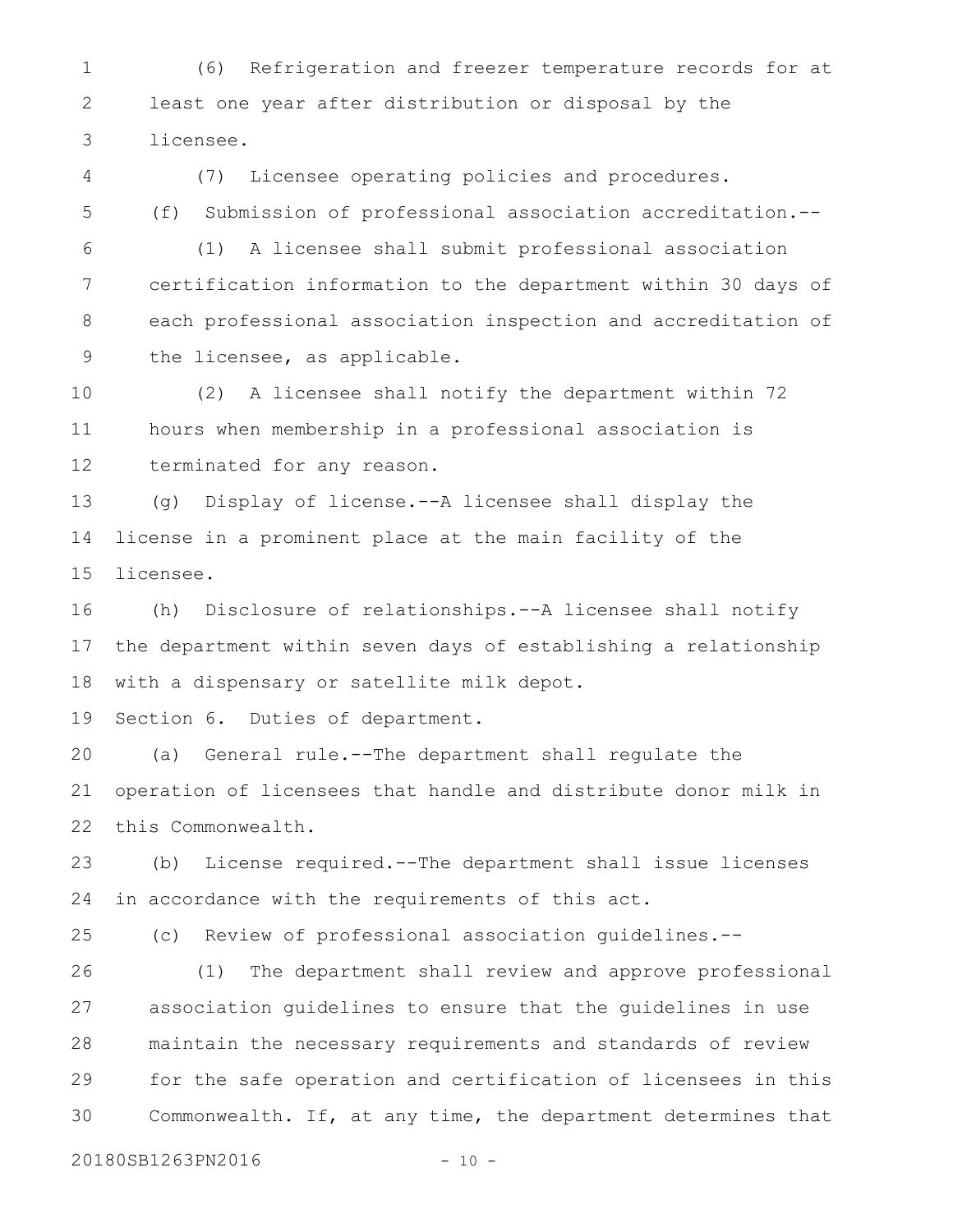(6) Refrigeration and freezer temperature records for at least one year after distribution or disposal by the licensee.

(7) Licensee operating policies and procedures.

(f) Submission of professional association accreditation.--

(1) A licensee shall submit professional association certification information to the department within 30 days of each professional association inspection and accreditation of the licensee, as applicable.

(2) A licensee shall notify the department within 72 hours when membership in a professional association is terminated for any reason.

(g) Display of license.--A licensee shall display the license in a prominent place at the main facility of the licensee.

(h) Disclosure of relationships.--A licensee shall notify the department within seven days of establishing a relationship with a dispensary or satellite milk depot.

Section 6. Duties of department.

(a) General rule.--The department shall regulate the operation of licensees that handle and distribute donor milk in this Commonwealth.

(b) License required.--The department shall issue licenses in accordance with the requirements of this act.

(c) Review of professional association guidelines.--

(1) The department shall review and approve professional association guidelines to ensure that the guidelines in use maintain the necessary requirements and standards of review for the safe operation and certification of licensees in this Commonwealth. If, at any time, the department determines that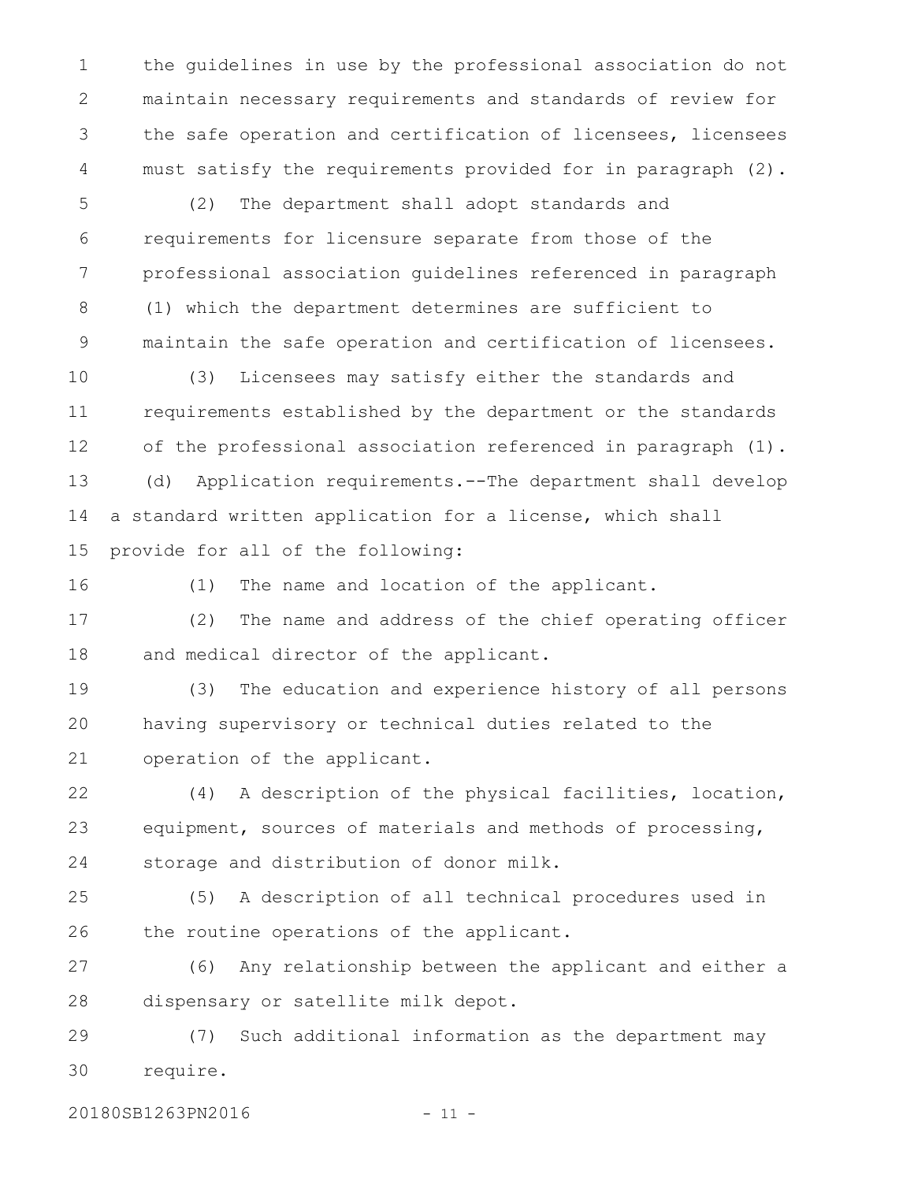the guidelines in use by the professional association do not maintain necessary requirements and standards of review for the safe operation and certification of licensees, licensees must satisfy the requirements provided for in paragraph (2).

(2) The department shall adopt standards and requirements for licensure separate from those of the professional association guidelines referenced in paragraph (1) which the department determines are sufficient to maintain the safe operation and certification of licensees.

(3) Licensees may satisfy either the standards and requirements established by the department or the standards of the professional association referenced in paragraph (1).

(d) Application requirements.--The department shall develop a standard written application for a license, which shall provide for all of the following:

(1) The name and location of the applicant.

(2) The name and address of the chief operating officer and medical director of the applicant.

(3) The education and experience history of all persons having supervisory or technical duties related to the operation of the applicant.

(4) A description of the physical facilities, location, equipment, sources of materials and methods of processing, storage and distribution of donor milk.

(5) A description of all technical procedures used in the routine operations of the applicant.

(6) Any relationship between the applicant and either a dispensary or satellite milk depot.

(7) Such additional information as the department may require.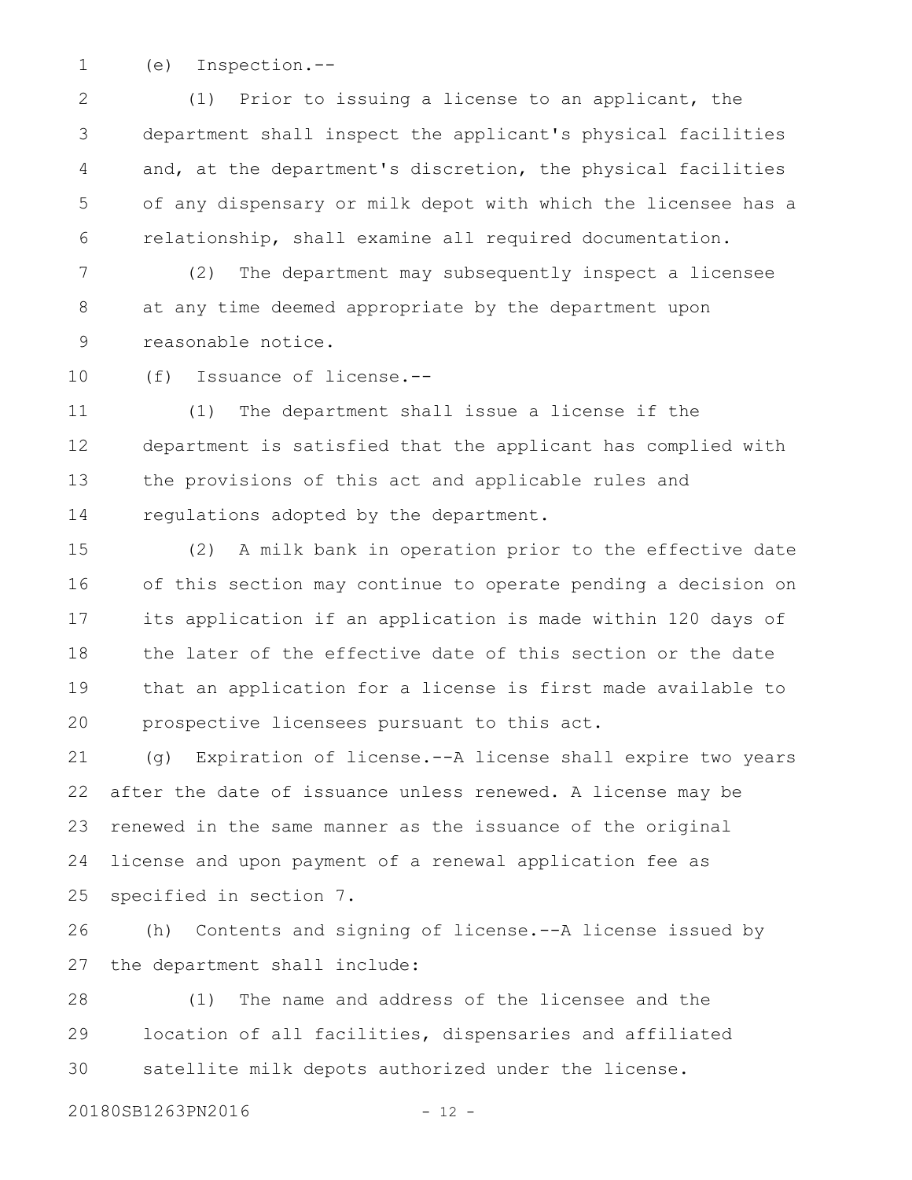(e) Inspection.--

(1) Prior to issuing a license to an applicant, the department shall inspect the applicant's physical facilities and, at the department's discretion, the physical facilities of any dispensary or milk depot with which the licensee has a relationship, shall examine all required documentation.

(2) The department may subsequently inspect a licensee at any time deemed appropriate by the department upon reasonable notice.

(f) Issuance of license.--

(1) The department shall issue a license if the department is satisfied that the applicant has complied with the provisions of this act and applicable rules and regulations adopted by the department.

(2) A milk bank in operation prior to the effective date of this section may continue to operate pending a decision on its application if an application is made within 120 days of the later of the effective date of this section or the date that an application for a license is first made available to prospective licensees pursuant to this act.

(g) Expiration of license.--A license shall expire two years after the date of issuance unless renewed. A license may be renewed in the same manner as the issuance of the original license and upon payment of a renewal application fee as specified in section 7.

(h) Contents and signing of license.--A license issued by the department shall include:

(1) The name and address of the licensee and the location of all facilities, dispensaries and affiliated satellite milk depots authorized under the license.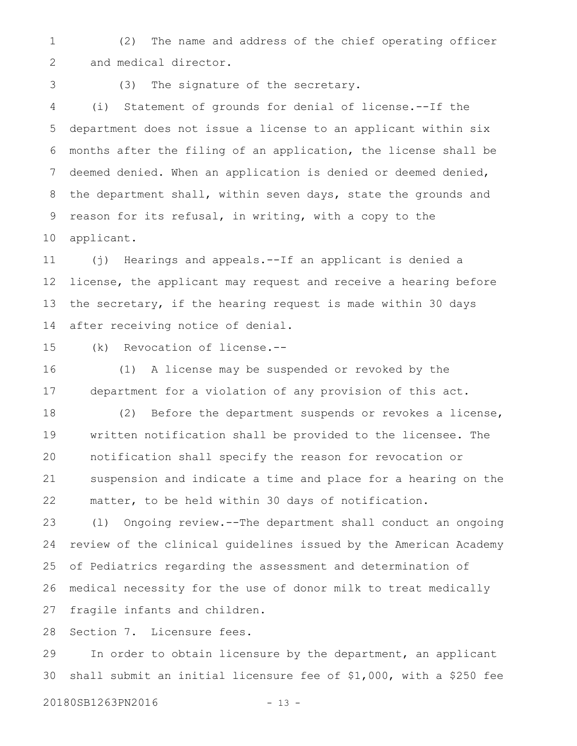(2) The name and address of the chief operating officer and medical director.

(3) The signature of the secretary.

(i) Statement of grounds for denial of license.--If the department does not issue a license to an applicant within six months after the filing of an application, the license shall be deemed denied. When an application is denied or deemed denied, the department shall, within seven days, state the grounds and reason for its refusal, in writing, with a copy to the applicant.

(j) Hearings and appeals.--If an applicant is denied a license, the applicant may request and receive a hearing before the secretary, if the hearing request is made within 30 days after receiving notice of denial.

(k) Revocation of license.--

(1) A license may be suspended or revoked by the department for a violation of any provision of this act.

(2) Before the department suspends or revokes a license, written notification shall be provided to the licensee. The notification shall specify the reason for revocation or suspension and indicate a time and place for a hearing on the matter, to be held within 30 days of notification.

(l) Ongoing review.--The department shall conduct an ongoing review of the clinical guidelines issued by the American Academy of Pediatrics regarding the assessment and determination of medical necessity for the use of donor milk to treat medically fragile infants and children.

Section 7. Licensure fees.

In order to obtain licensure by the department, an applicant shall submit an initial licensure fee of $1,000, with a $250 fee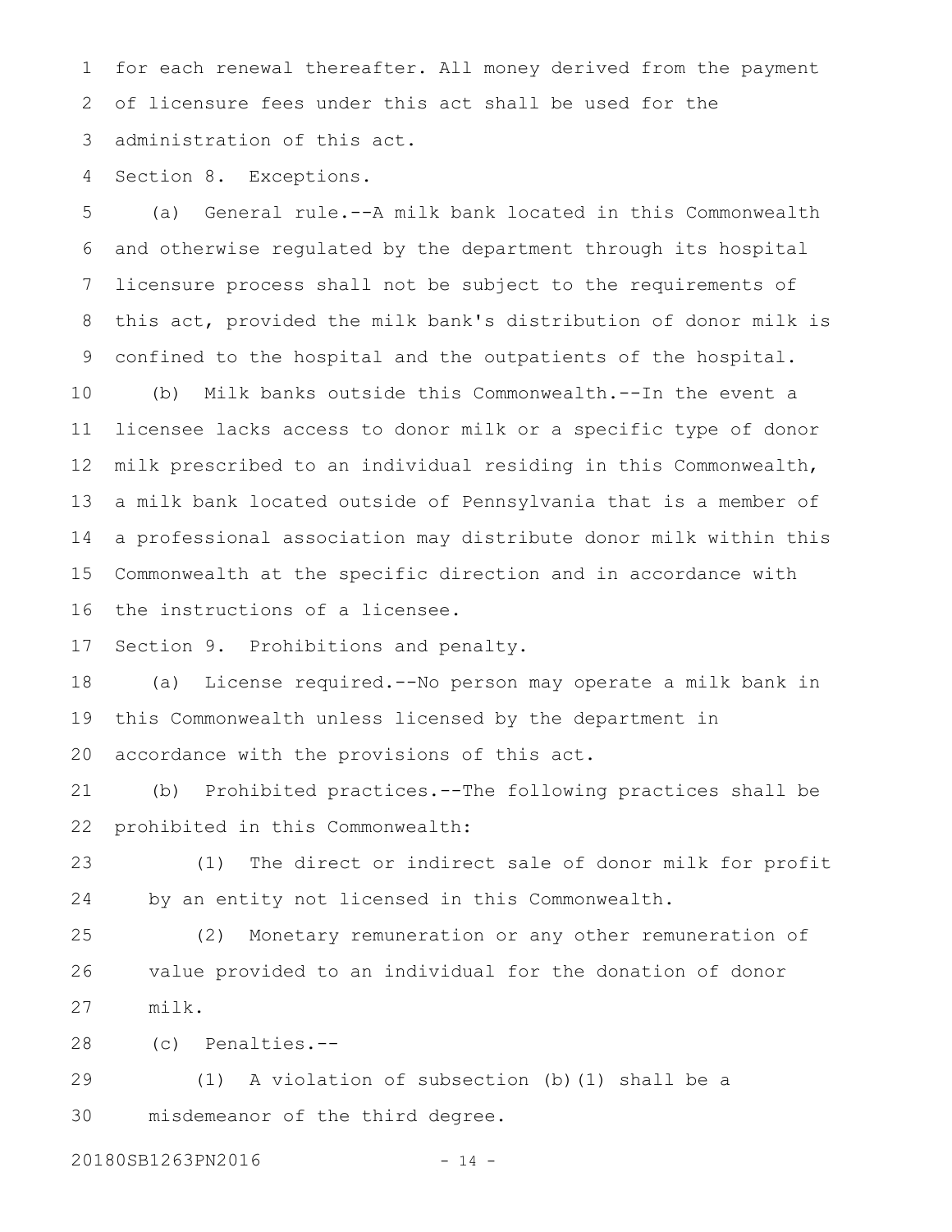for each renewal thereafter. All money derived from the payment of licensure fees under this act shall be used for the administration of this act.

Section 8. Exceptions.

(a) General rule.--A milk bank located in this Commonwealth and otherwise regulated by the department through its hospital licensure process shall not be subject to the requirements of this act, provided the milk bank's distribution of donor milk is confined to the hospital and the outpatients of the hospital.

(b) Milk banks outside this Commonwealth.--In the event a licensee lacks access to donor milk or a specific type of donor milk prescribed to an individual residing in this Commonwealth, a milk bank located outside of Pennsylvania that is a member of a professional association may distribute donor milk within this Commonwealth at the specific direction and in accordance with the instructions of a licensee.

Section 9. Prohibitions and penalty.

(a) License required.--No person may operate a milk bank in this Commonwealth unless licensed by the department in accordance with the provisions of this act.

(b) Prohibited practices.--The following practices shall be prohibited in this Commonwealth:

(1) The direct or indirect sale of donor milk for profit by an entity not licensed in this Commonwealth.

(2) Monetary remuneration or any other remuneration of value provided to an individual for the donation of donor milk.

(c) Penalties.--

(1) A violation of subsection (b)(1) shall be a misdemeanor of the third degree.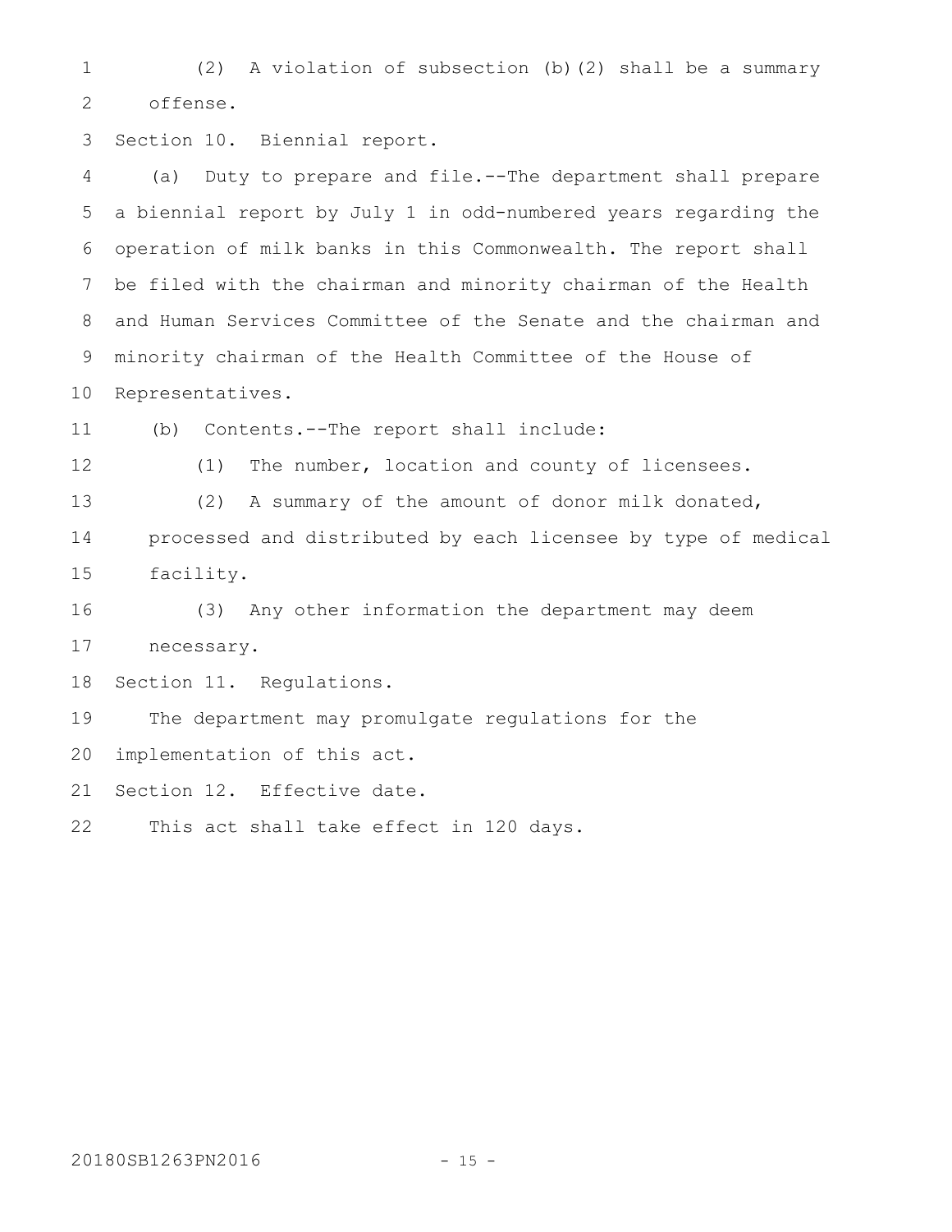(2) A violation of subsection (b)(2) shall be a summary offense.

Section 10. Biennial report.

(a) Duty to prepare and file.--The department shall prepare a biennial report by July 1 in odd-numbered years regarding the operation of milk banks in this Commonwealth. The report shall be filed with the chairman and minority chairman of the Health and Human Services Committee of the Senate and the chairman and minority chairman of the Health Committee of the House of Representatives.

(b) Contents.--The report shall include:

(1) The number, location and county of licensees.

(2) A summary of the amount of donor milk donated, processed and distributed by each licensee by type of medical facility.

(3) Any other information the department may deem necessary.

Section 11. Regulations.

The department may promulgate regulations for the implementation of this act.

Section 12. Effective date.

This act shall take effect in 120 days.